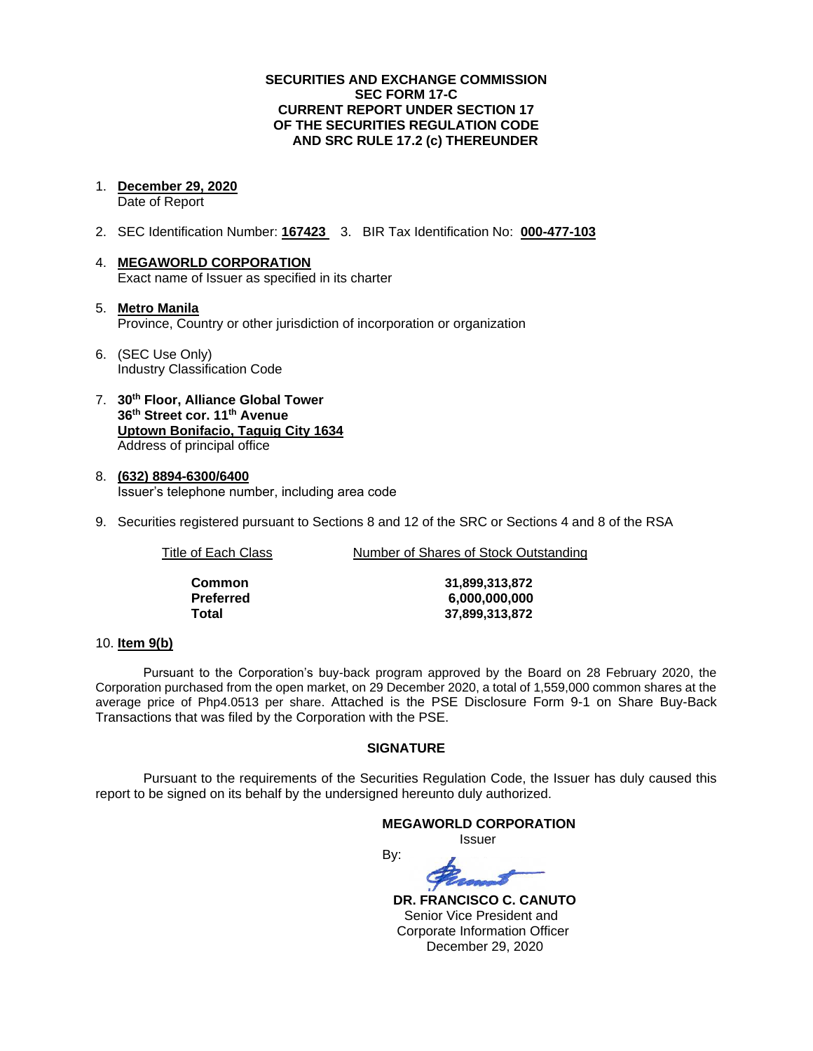**SECURITIES AND EXCHANGE COMMISSION**
**SEC FORM 17-C**
**CURRENT REPORT UNDER SECTION 17**
**OF THE SECURITIES REGULATION CODE**
**AND SRC RULE 17.2 (c) THEREUNDER**

1. **December 29, 2020**
   Date of Report

2. SEC Identification Number: **167423**   3. BIR Tax Identification No: **000-477-103**

4. **MEGAWORLD CORPORATION**
   Exact name of Issuer as specified in its charter

5. **Metro Manila**
   Province, Country or other jurisdiction of incorporation or organization

6. (SEC Use Only)
   Industry Classification Code

7. **30th Floor, Alliance Global Tower**
   **36th Street cor. 11th Avenue**
   **Uptown Bonifacio, Taguig City 1634**
   Address of principal office

8. **(632) 8894-6300/6400**
   Issuer's telephone number, including area code

9. Securities registered pursuant to Sections 8 and 12 of the SRC or Sections 4 and 8 of the RSA

| Title of Each Class | Number of Shares of Stock Outstanding |
|---|---|
| **Common** | **31,899,313,872** |
| **Preferred** | **6,000,000,000** |
| **Total** | **37,899,313,872** |

10. **Item 9(b)**

Pursuant to the Corporation's buy-back program approved by the Board on 28 February 2020, the Corporation purchased from the open market, on 29 December 2020, a total of 1,559,000 common shares at the average price of Php4.0513 per share. Attached is the PSE Disclosure Form 9-1 on Share Buy-Back Transactions that was filed by the Corporation with the PSE.

**SIGNATURE**

Pursuant to the requirements of the Securities Regulation Code, the Issuer has duly caused this report to be signed on its behalf by the undersigned hereunto duly authorized.

**MEGAWORLD CORPORATION**
Issuer

By:

**DR. FRANCISCO C. CANUTO**
Senior Vice President and
Corporate Information Officer
December 29, 2020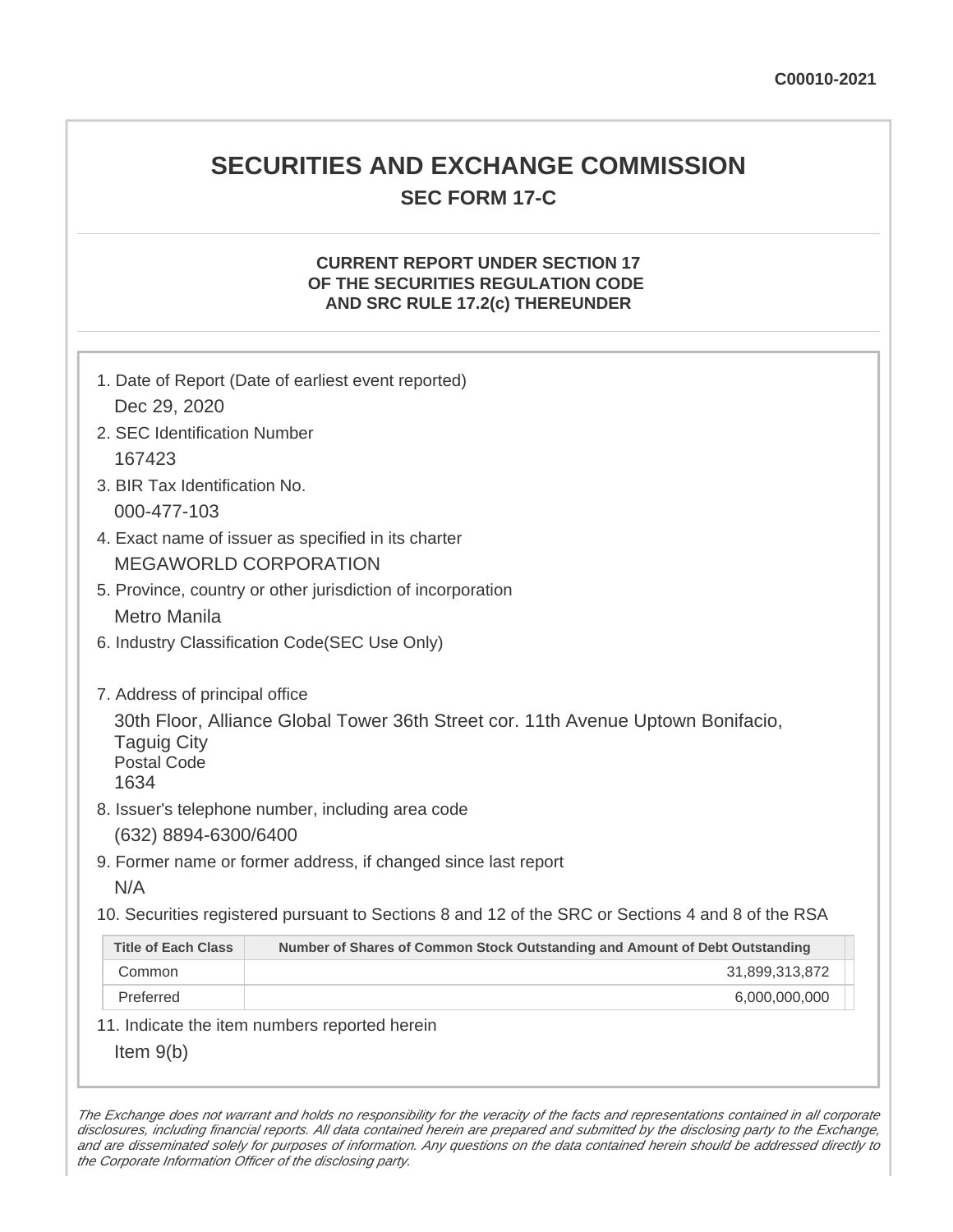C00010-2021

# SECURITIES AND EXCHANGE COMMISSION

## SEC FORM 17-C

### CURRENT REPORT UNDER SECTION 17 OF THE SECURITIES REGULATION CODE AND SRC RULE 17.2(c) THEREUNDER

1. Date of Report (Date of earliest event reported)

   Dec 29, 2020

2. SEC Identification Number

   167423

3. BIR Tax Identification No.

   000-477-103

4. Exact name of issuer as specified in its charter

   MEGAWORLD CORPORATION

5. Province, country or other jurisdiction of incorporation

   Metro Manila

6. Industry Classification Code(SEC Use Only)

7. Address of principal office

   30th Floor, Alliance Global Tower 36th Street cor. 11th Avenue Uptown Bonifacio, Taguig City

   Postal Code

   1634

8. Issuer's telephone number, including area code

   (632) 8894-6300/6400

9. Former name or former address, if changed since last report

   N/A

10. Securities registered pursuant to Sections 8 and 12 of the SRC or Sections 4 and 8 of the RSA

| Title of Each Class | Number of Shares of Common Stock Outstanding and Amount of Debt Outstanding |
|---|---|
| Common | 31,899,313,872 |
| Preferred | 6,000,000,000 |

11. Indicate the item numbers reported herein

    Item 9(b)

*The Exchange does not warrant and holds no responsibility for the veracity of the facts and representations contained in all corporate disclosures, including financial reports. All data contained herein are prepared and submitted by the disclosing party to the Exchange, and are disseminated solely for purposes of information. Any questions on the data contained herein should be addressed directly to the Corporate Information Officer of the disclosing party.*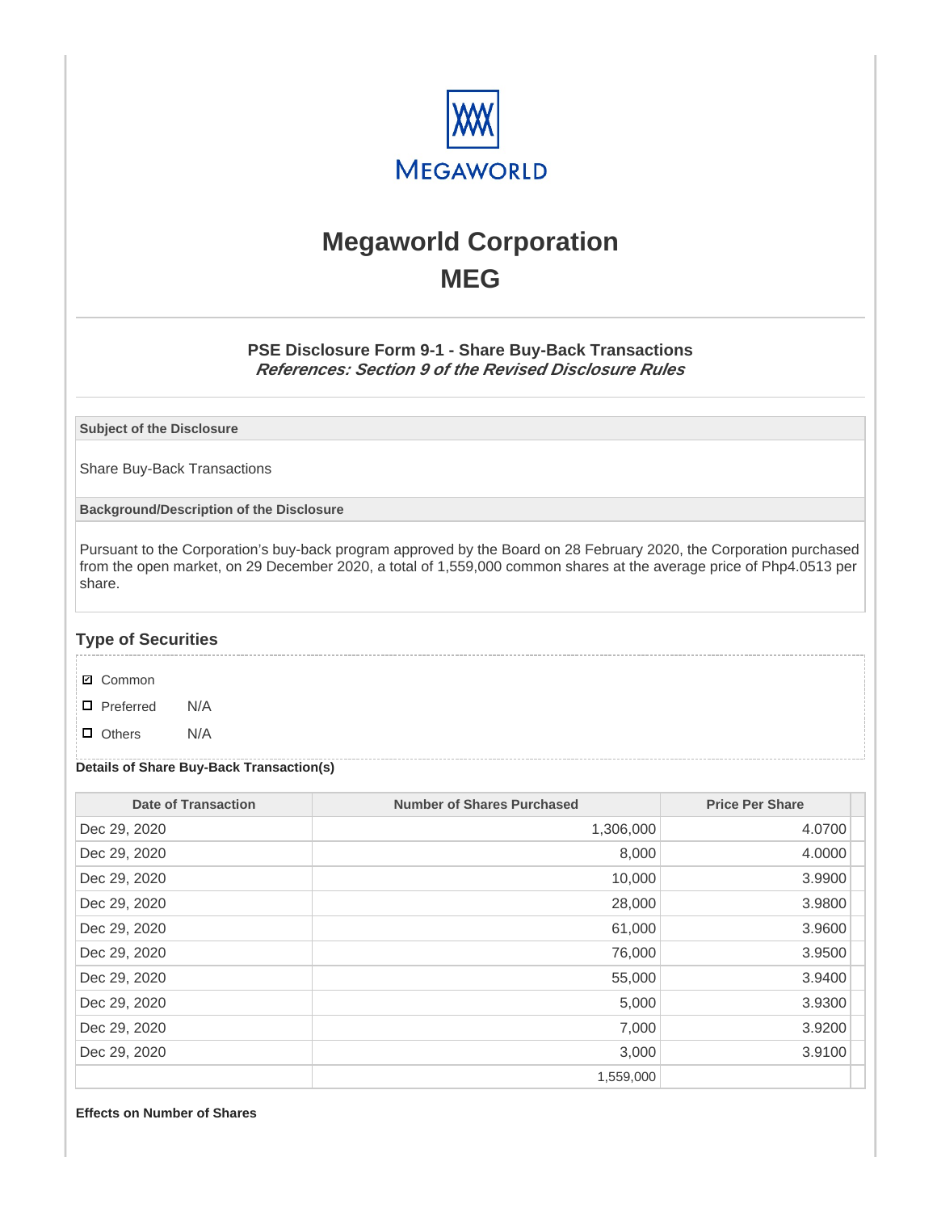# Megaworld Corporation
# MEG

### PSE Disclosure Form 9-1 - Share Buy-Back Transactions
***References: Section 9 of the Revised Disclosure Rules***

**Subject of the Disclosure**

Share Buy-Back Transactions

**Background/Description of the Disclosure**

Pursuant to the Corporation's buy-back program approved by the Board on 28 February 2020, the Corporation purchased from the open market, on 29 December 2020, a total of 1,559,000 common shares at the average price of Php4.0513 per share.

## Type of Securities

- ☑ Common
- ☐ Preferred N/A
- ☐ Others N/A

**Details of Share Buy-Back Transaction(s)**

| Date of Transaction | Number of Shares Purchased | Price Per Share |
|---|---|---|
| Dec 29, 2020 | 1,306,000 | 4.0700 |
| Dec 29, 2020 | 8,000 | 4.0000 |
| Dec 29, 2020 | 10,000 | 3.9900 |
| Dec 29, 2020 | 28,000 | 3.9800 |
| Dec 29, 2020 | 61,000 | 3.9600 |
| Dec 29, 2020 | 76,000 | 3.9500 |
| Dec 29, 2020 | 55,000 | 3.9400 |
| Dec 29, 2020 | 5,000 | 3.9300 |
| Dec 29, 2020 | 7,000 | 3.9200 |
| Dec 29, 2020 | 3,000 | 3.9100 |
| | 1,559,000 | |

**Effects on Number of Shares**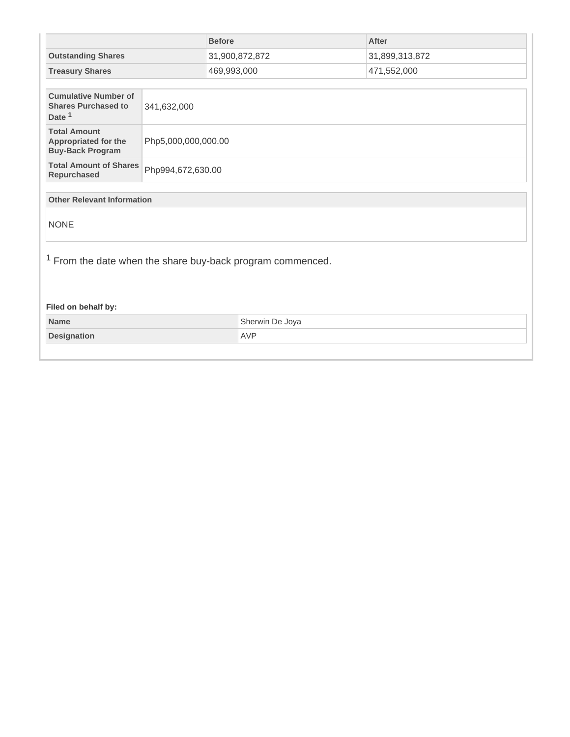| | Before | After |
|---|---|---|
| **Outstanding Shares** | 31,900,872,872 | 31,899,313,872 |
| **Treasury Shares** | 469,993,000 | 471,552,000 |

| | |
|---|---|
| **Cumulative Number of Shares Purchased to Date** [1] | 341,632,000 |
| **Total Amount Appropriated for the Buy-Back Program** | Php5,000,000,000.00 |
| **Total Amount of Shares Repurchased** | Php994,672,630.00 |

| **Other Relevant Information** |
|---|
| NONE |

[1] From the date when the share buy-back program commenced.

**Filed on behalf by:**

| | |
|---|---|
| **Name** | Sherwin De Joya |
| **Designation** | AVP |